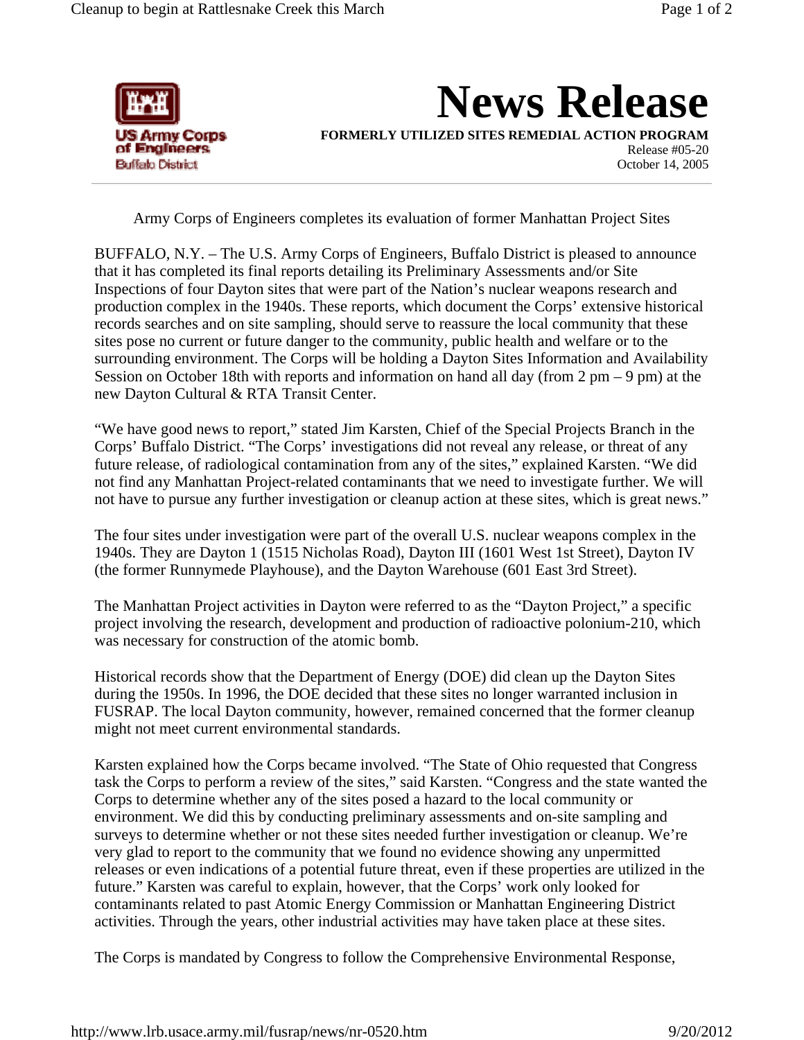US Army Corps of Engineers
Buffalo District

# News Release

**FORMERLY UTILIZED SITES REMEDIAL ACTION PROGRAM**

Release #05-20
October 14, 2005

Army Corps of Engineers completes its evaluation of former Manhattan Project Sites

BUFFALO, N.Y. – The U.S. Army Corps of Engineers, Buffalo District is pleased to announce that it has completed its final reports detailing its Preliminary Assessments and/or Site Inspections of four Dayton sites that were part of the Nation's nuclear weapons research and production complex in the 1940s. These reports, which document the Corps' extensive historical records searches and on site sampling, should serve to reassure the local community that these sites pose no current or future danger to the community, public health and welfare or to the surrounding environment. The Corps will be holding a Dayton Sites Information and Availability Session on October 18th with reports and information on hand all day (from 2 pm – 9 pm) at the new Dayton Cultural & RTA Transit Center.

"We have good news to report," stated Jim Karsten, Chief of the Special Projects Branch in the Corps' Buffalo District. "The Corps' investigations did not reveal any release, or threat of any future release, of radiological contamination from any of the sites," explained Karsten. "We did not find any Manhattan Project-related contaminants that we need to investigate further. We will not have to pursue any further investigation or cleanup action at these sites, which is great news."

The four sites under investigation were part of the overall U.S. nuclear weapons complex in the 1940s. They are Dayton 1 (1515 Nicholas Road), Dayton III (1601 West 1st Street), Dayton IV (the former Runnymede Playhouse), and the Dayton Warehouse (601 East 3rd Street).

The Manhattan Project activities in Dayton were referred to as the "Dayton Project," a specific project involving the research, development and production of radioactive polonium-210, which was necessary for construction of the atomic bomb.

Historical records show that the Department of Energy (DOE) did clean up the Dayton Sites during the 1950s. In 1996, the DOE decided that these sites no longer warranted inclusion in FUSRAP. The local Dayton community, however, remained concerned that the former cleanup might not meet current environmental standards.

Karsten explained how the Corps became involved. "The State of Ohio requested that Congress task the Corps to perform a review of the sites," said Karsten. "Congress and the state wanted the Corps to determine whether any of the sites posed a hazard to the local community or environment. We did this by conducting preliminary assessments and on-site sampling and surveys to determine whether or not these sites needed further investigation or cleanup. We're very glad to report to the community that we found no evidence showing any unpermitted releases or even indications of a potential future threat, even if these properties are utilized in the future." Karsten was careful to explain, however, that the Corps' work only looked for contaminants related to past Atomic Energy Commission or Manhattan Engineering District activities. Through the years, other industrial activities may have taken place at these sites.

The Corps is mandated by Congress to follow the Comprehensive Environmental Response,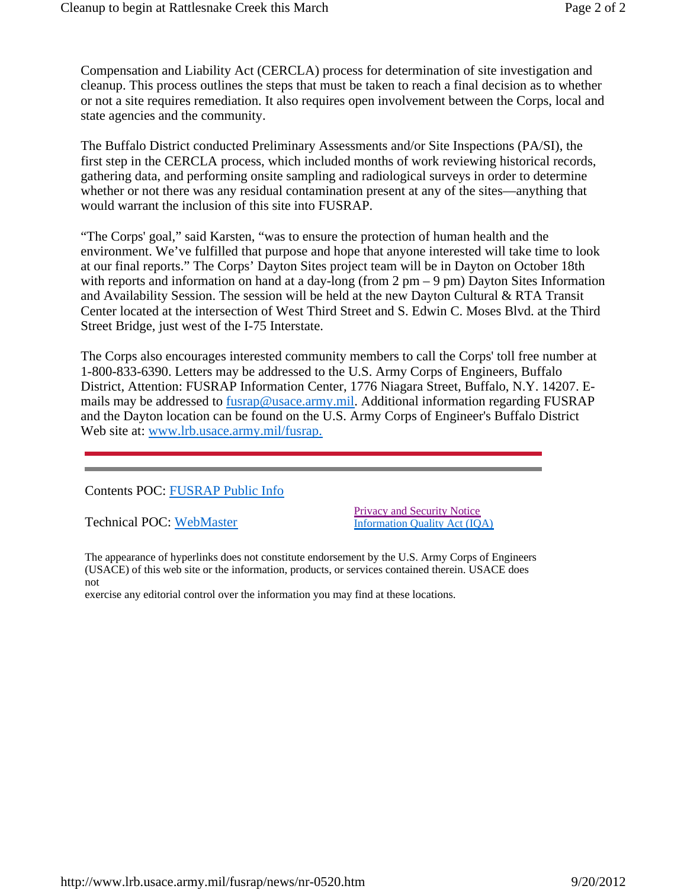Compensation and Liability Act (CERCLA) process for determination of site investigation and cleanup. This process outlines the steps that must be taken to reach a final decision as to whether or not a site requires remediation. It also requires open involvement between the Corps, local and state agencies and the community.

The Buffalo District conducted Preliminary Assessments and/or Site Inspections (PA/SI), the first step in the CERCLA process, which included months of work reviewing historical records, gathering data, and performing onsite sampling and radiological surveys in order to determine whether or not there was any residual contamination present at any of the sites—anything that would warrant the inclusion of this site into FUSRAP.

“The Corps' goal,” said Karsten, “was to ensure the protection of human health and the environment. We’ve fulfilled that purpose and hope that anyone interested will take time to look at our final reports.” The Corps’ Dayton Sites project team will be in Dayton on October 18th with reports and information on hand at a day-long (from 2 pm – 9 pm) Dayton Sites Information and Availability Session. The session will be held at the new Dayton Cultural & RTA Transit Center located at the intersection of West Third Street and S. Edwin C. Moses Blvd. at the Third Street Bridge, just west of the I-75 Interstate.

The Corps also encourages interested community members to call the Corps' toll free number at 1-800-833-6390. Letters may be addressed to the U.S. Army Corps of Engineers, Buffalo District, Attention: FUSRAP Information Center, 1776 Niagara Street, Buffalo, N.Y. 14207. E-mails may be addressed to fusrap@usace.army.mil. Additional information regarding FUSRAP and the Dayton location can be found on the U.S. Army Corps of Engineer's Buffalo District Web site at: www.lrb.usace.army.mil/fusrap.

---

Contents POC: FUSRAP Public Info

Technical POC: WebMaster

Privacy and Security Notice
Information Quality Act (IQA)

The appearance of hyperlinks does not constitute endorsement by the U.S. Army Corps of Engineers (USACE) of this web site or the information, products, or services contained therein. USACE does not exercise any editorial control over the information you may find at these locations.